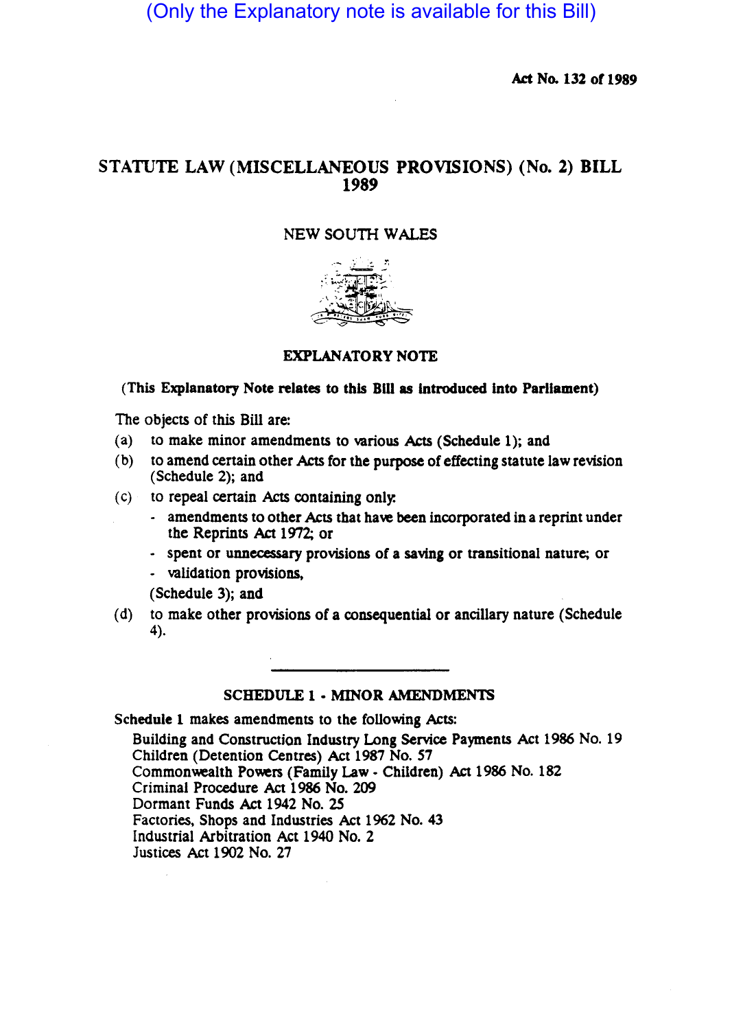(Only the Explanatory note is available for this Bill)

**Act No. 132 of 1989**

# STATUTE LAW (MISCELLANEOUS PROVISIONS) (No. 2) BILL 1989

NEW SOUTH WALES

## EXPLANATORY NOTE

**(This Explanatory Note relates to this Bill as introduced into Parliament)**

The objects of this Bill are:

(a) to make minor amendments to various Acts (Schedule 1); and

(b) to amend certain other Acts for the purpose of effecting statute law revision (Schedule 2); and

(c) to repeal certain Acts containing only:
- amendments to other Acts that have been incorporated in a reprint under the Reprints Act 1972; or
- spent or unnecessary provisions of a saving or transitional nature; or
- validation provisions,

(Schedule 3); and

(d) to make other provisions of a consequential or ancillary nature (Schedule 4).

---

## SCHEDULE 1 - MINOR AMENDMENTS

Schedule 1 makes amendments to the following Acts:

Building and Construction Industry Long Service Payments Act 1986 No. 19
Children (Detention Centres) Act 1987 No. 57
Commonwealth Powers (Family Law - Children) Act 1986 No. 182
Criminal Procedure Act 1986 No. 209
Dormant Funds Act 1942 No. 25
Factories, Shops and Industries Act 1962 No. 43
Industrial Arbitration Act 1940 No. 2
Justices Act 1902 No. 27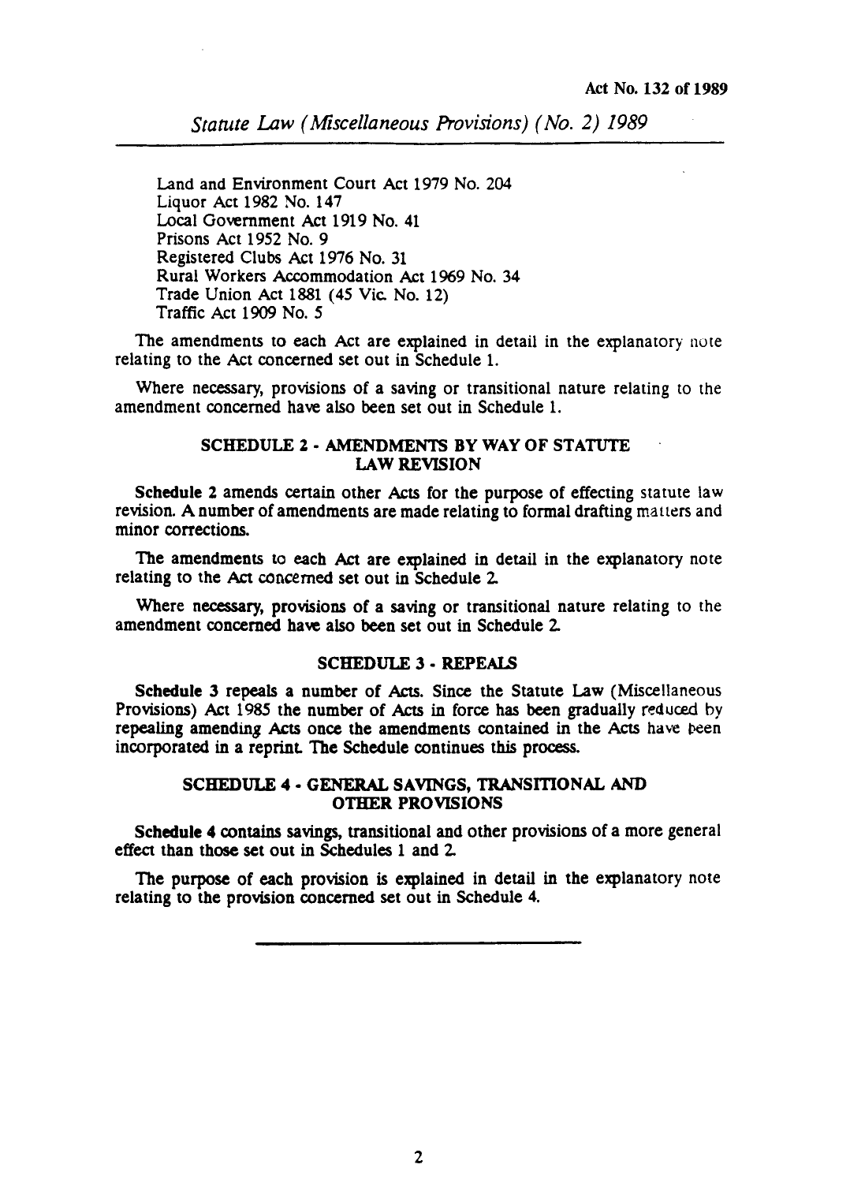Land and Environment Court Act 1979 No. 204
Liquor Act 1982 No. 147
Local Government Act 1919 No. 41
Prisons Act 1952 No. 9
Registered Clubs Act 1976 No. 31
Rural Workers Accommodation Act 1969 No. 34
Trade Union Act 1881 (45 Vic. No. 12)
Traffic Act 1909 No. 5

The amendments to each Act are explained in detail in the explanatory note relating to the Act concerned set out in Schedule 1.

Where necessary, provisions of a saving or transitional nature relating to the amendment concerned have also been set out in Schedule 1.

### SCHEDULE 2 - AMENDMENTS BY WAY OF STATUTE LAW REVISION

**Schedule 2** amends certain other Acts for the purpose of effecting statute law revision. A number of amendments are made relating to formal drafting matters and minor corrections.

The amendments to each Act are explained in detail in the explanatory note relating to the Act concerned set out in Schedule 2.

Where necessary, provisions of a saving or transitional nature relating to the amendment concerned have also been set out in Schedule 2.

### SCHEDULE 3 - REPEALS

**Schedule 3** repeals a number of Acts. Since the Statute Law (Miscellaneous Provisions) Act 1985 the number of Acts in force has been gradually reduced by repealing amending Acts once the amendments contained in the Acts have been incorporated in a reprint. The Schedule continues this process.

### SCHEDULE 4 - GENERAL SAVINGS, TRANSITIONAL AND OTHER PROVISIONS

**Schedule 4** contains savings, transitional and other provisions of a more general effect than those set out in Schedules 1 and 2.

The purpose of each provision is explained in detail in the explanatory note relating to the provision concerned set out in Schedule 4.